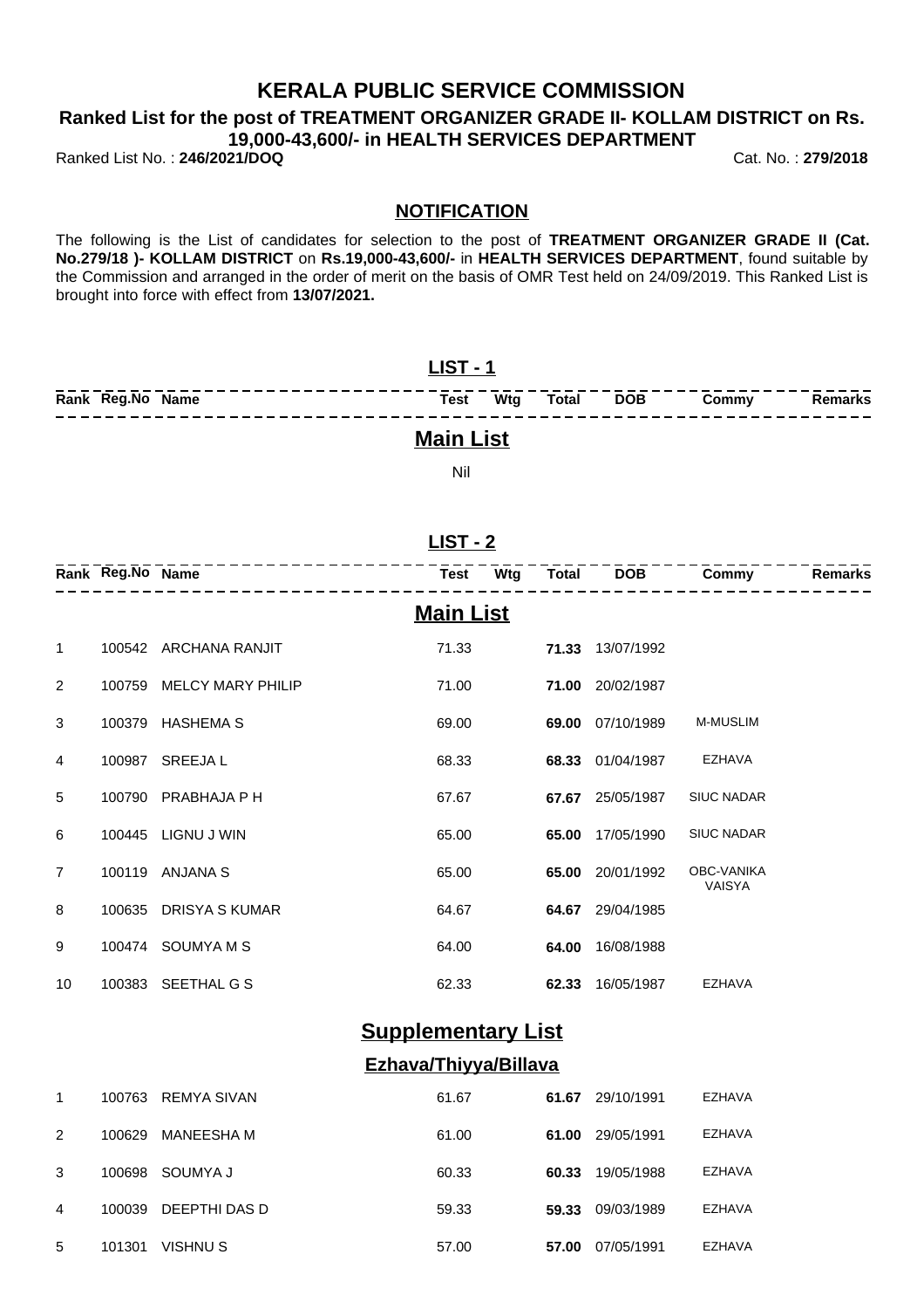# KERALA PUBLIC SERVICE COMMISSION

## Ranked List for the post of TREATMENT ORGANIZER GRADE II- KOLLAM DISTRICT on Rs. 19,000-43,600/- in HEALTH SERVICES DEPARTMENT

Ranked List No. : **246/2021/DOQ** Cat. No. : **279/2018**

### NOTIFICATION

The following is the List of candidates for selection to the post of **TREATMENT ORGANIZER GRADE II (Cat. No.279/18 )- KOLLAM DISTRICT** on **Rs.19,000-43,600/-** in **HEALTH SERVICES DEPARTMENT**, found suitable by the Commission and arranged in the order of merit on the basis of OMR Test held on 24/09/2019. This Ranked List is brought into force with effect from **13/07/2021.**

### LIST - 1

| Rank | Reg.No | Name | Test | Wtg | Total | DOB | Commy | Remarks |
|---|---|---|---|---|---|---|---|---|

### Main List

Nil

### LIST - 2

### Main List

| Rank | Reg.No | Name | Test | Wtg | Total | DOB | Commy | Remarks |
|---|---|---|---|---|---|---|---|---|
| 1 | 100542 | ARCHANA RANJIT | 71.33 | | **71.33** | 13/07/1992 | | |
| 2 | 100759 | MELCY MARY PHILIP | 71.00 | | **71.00** | 20/02/1987 | | |
| 3 | 100379 | HASHEMA S | 69.00 | | **69.00** | 07/10/1989 | M-MUSLIM | |
| 4 | 100987 | SREEJA L | 68.33 | | **68.33** | 01/04/1987 | EZHAVA | |
| 5 | 100790 | PRABHAJA P H | 67.67 | | **67.67** | 25/05/1987 | SIUC NADAR | |
| 6 | 100445 | LIGNU J WIN | 65.00 | | **65.00** | 17/05/1990 | SIUC NADAR | |
| 7 | 100119 | ANJANA S | 65.00 | | **65.00** | 20/01/1992 | OBC-VANIKA VAISYA | |
| 8 | 100635 | DRISYA S KUMAR | 64.67 | | **64.67** | 29/04/1985 | | |
| 9 | 100474 | SOUMYA M S | 64.00 | | **64.00** | 16/08/1988 | | |
| 10 | 100383 | SEETHAL G S | 62.33 | | **62.33** | 16/05/1987 | EZHAVA | |

### Supplementary List

#### Ezhava/Thiyya/Billava

| Rank | Reg.No | Name | Test | Wtg | Total | DOB | Commy | Remarks |
|---|---|---|---|---|---|---|---|---|
| 1 | 100763 | REMYA SIVAN | 61.67 | | **61.67** | 29/10/1991 | EZHAVA | |
| 2 | 100629 | MANEESHA M | 61.00 | | **61.00** | 29/05/1991 | EZHAVA | |
| 3 | 100698 | SOUMYA J | 60.33 | | **60.33** | 19/05/1988 | EZHAVA | |
| 4 | 100039 | DEEPTHI DAS D | 59.33 | | **59.33** | 09/03/1989 | EZHAVA | |
| 5 | 101301 | VISHNU S | 57.00 | | **57.00** | 07/05/1991 | EZHAVA | |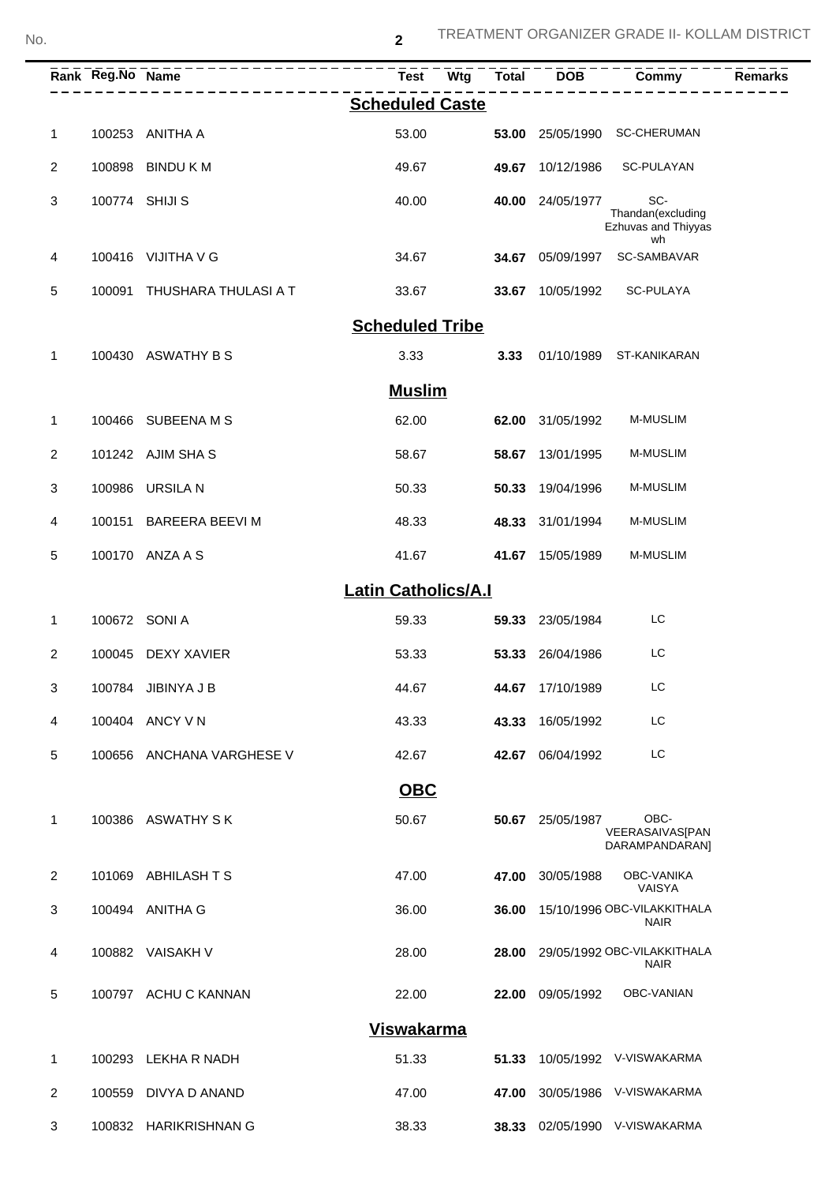| Rank | Reg.No | Name | Test | Wtg | Total | DOB | Commy | Remarks |
|---|---|---|---|---|---|---|---|---|
| | | | **Scheduled Caste** | | | | | |
| 1 | 100253 | ANITHA A | 53.00 | | **53.00** | 25/05/1990 | SC-CHERUMAN | |
| 2 | 100898 | BINDU K M | 49.67 | | **49.67** | 10/12/1986 | SC-PULAYAN | |
| 3 | 100774 | SHIJI S | 40.00 | | **40.00** | 24/05/1977 | SC-Thandan(excluding Ezhuvas and Thiyyas wh | |
| 4 | 100416 | VIJITHA V G | 34.67 | | **34.67** | 05/09/1997 | SC-SAMBAVAR | |
| 5 | 100091 | THUSHARA THULASI A T | 33.67 | | **33.67** | 10/05/1992 | SC-PULAYA | |
| | | | **Scheduled Tribe** | | | | | |
| 1 | 100430 | ASWATHY B S | 3.33 | | **3.33** | 01/10/1989 | ST-KANIKARAN | |
| | | | **Muslim** | | | | | |
| 1 | 100466 | SUBEENA M S | 62.00 | | **62.00** | 31/05/1992 | M-MUSLIM | |
| 2 | 101242 | AJIM SHA S | 58.67 | | **58.67** | 13/01/1995 | M-MUSLIM | |
| 3 | 100986 | URSILA N | 50.33 | | **50.33** | 19/04/1996 | M-MUSLIM | |
| 4 | 100151 | BAREERA BEEVI M | 48.33 | | **48.33** | 31/01/1994 | M-MUSLIM | |
| 5 | 100170 | ANZA A S | 41.67 | | **41.67** | 15/05/1989 | M-MUSLIM | |
| | | | **Latin Catholics/A.I** | | | | | |
| 1 | 100672 | SONI A | 59.33 | | **59.33** | 23/05/1984 | LC | |
| 2 | 100045 | DEXY XAVIER | 53.33 | | **53.33** | 26/04/1986 | LC | |
| 3 | 100784 | JIBINYA J B | 44.67 | | **44.67** | 17/10/1989 | LC | |
| 4 | 100404 | ANCY V N | 43.33 | | **43.33** | 16/05/1992 | LC | |
| 5 | 100656 | ANCHANA VARGHESE V | 42.67 | | **42.67** | 06/04/1992 | LC | |
| | | | **OBC** | | | | | |
| 1 | 100386 | ASWATHY S K | 50.67 | | **50.67** | 25/05/1987 | OBC-VEERASAIVAS[PANDARAMPANDARAN] | |
| 2 | 101069 | ABHILASH T S | 47.00 | | **47.00** | 30/05/1988 | OBC-VANIKA VAISYA | |
| 3 | 100494 | ANITHA G | 36.00 | | **36.00** | 15/10/1996 | OBC-VILAKKITHALA NAIR | |
| 4 | 100882 | VAISAKH V | 28.00 | | **28.00** | 29/05/1992 | OBC-VILAKKITHALA NAIR | |
| 5 | 100797 | ACHU C KANNAN | 22.00 | | **22.00** | 09/05/1992 | OBC-VANIAN | |
| | | | **Viswakarma** | | | | | |
| 1 | 100293 | LEKHA R NADH | 51.33 | | **51.33** | 10/05/1992 | V-VISWAKARMA | |
| 2 | 100559 | DIVYA D ANAND | 47.00 | | **47.00** | 30/05/1986 | V-VISWAKARMA | |
| 3 | 100832 | HARIKRISHNAN G | 38.33 | | **38.33** | 02/05/1990 | V-VISWAKARMA | |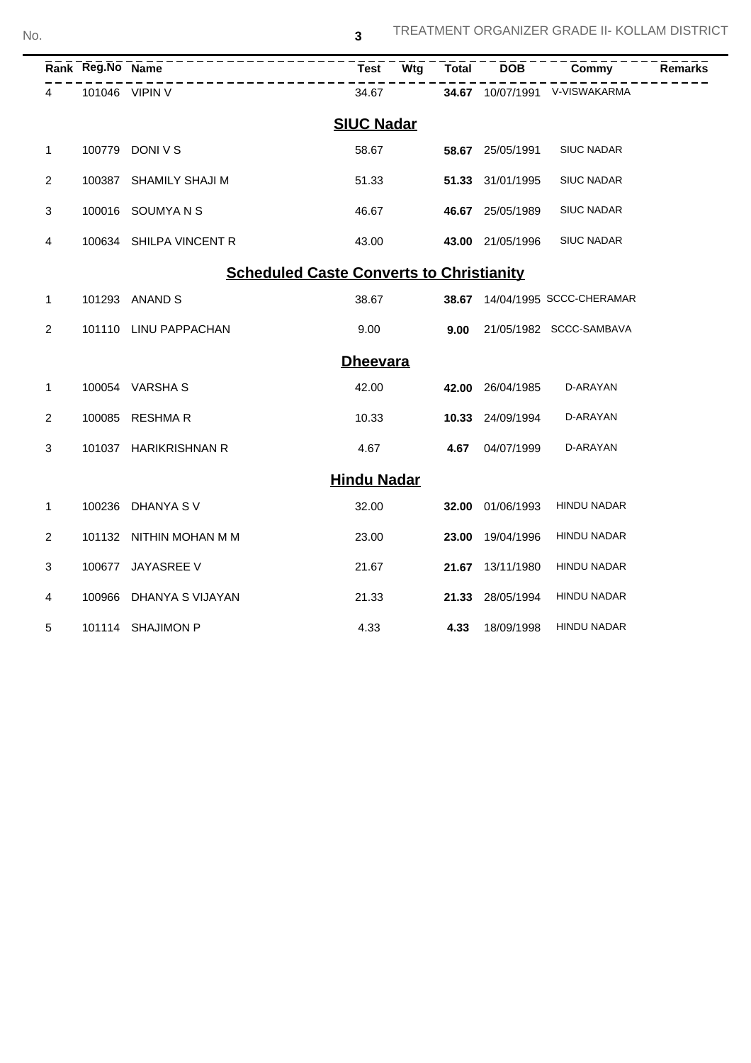| Rank | Reg.No | Name | Test | Wtg | Total | DOB | Commy | Remarks |
|---|---|---|---|---|---|---|---|---|
| 4 | 101046 | VIPIN V | 34.67 | | **34.67** | 10/07/1991 | V-VISWAKARMA | |

## SIUC Nadar

| Rank | Reg.No | Name | Test | Wtg | Total | DOB | Commy | Remarks |
|---|---|---|---|---|---|---|---|---|
| 1 | 100779 | DONI V S | 58.67 | | **58.67** | 25/05/1991 | SIUC NADAR | |
| 2 | 100387 | SHAMILY SHAJI M | 51.33 | | **51.33** | 31/01/1995 | SIUC NADAR | |
| 3 | 100016 | SOUMYA N S | 46.67 | | **46.67** | 25/05/1989 | SIUC NADAR | |
| 4 | 100634 | SHILPA VINCENT R | 43.00 | | **43.00** | 21/05/1996 | SIUC NADAR | |

## Scheduled Caste Converts to Christianity

| Rank | Reg.No | Name | Test | Wtg | Total | DOB | Commy | Remarks |
|---|---|---|---|---|---|---|---|---|
| 1 | 101293 | ANAND S | 38.67 | | **38.67** | 14/04/1995 | SCCC-CHERAMAR | |
| 2 | 101110 | LINU PAPPACHAN | 9.00 | | **9.00** | 21/05/1982 | SCCC-SAMBAVA | |

## Dheevara

| Rank | Reg.No | Name | Test | Wtg | Total | DOB | Commy | Remarks |
|---|---|---|---|---|---|---|---|---|
| 1 | 100054 | VARSHA S | 42.00 | | **42.00** | 26/04/1985 | D-ARAYAN | |
| 2 | 100085 | RESHMA R | 10.33 | | **10.33** | 24/09/1994 | D-ARAYAN | |
| 3 | 101037 | HARIKRISHNAN R | 4.67 | | **4.67** | 04/07/1999 | D-ARAYAN | |

## Hindu Nadar

| Rank | Reg.No | Name | Test | Wtg | Total | DOB | Commy | Remarks |
|---|---|---|---|---|---|---|---|---|
| 1 | 100236 | DHANYA S V | 32.00 | | **32.00** | 01/06/1993 | HINDU NADAR | |
| 2 | 101132 | NITHIN MOHAN M M | 23.00 | | **23.00** | 19/04/1996 | HINDU NADAR | |
| 3 | 100677 | JAYASREE V | 21.67 | | **21.67** | 13/11/1980 | HINDU NADAR | |
| 4 | 100966 | DHANYA S VIJAYAN | 21.33 | | **21.33** | 28/05/1994 | HINDU NADAR | |
| 5 | 101114 | SHAJIMON P | 4.33 | | **4.33** | 18/09/1998 | HINDU NADAR | |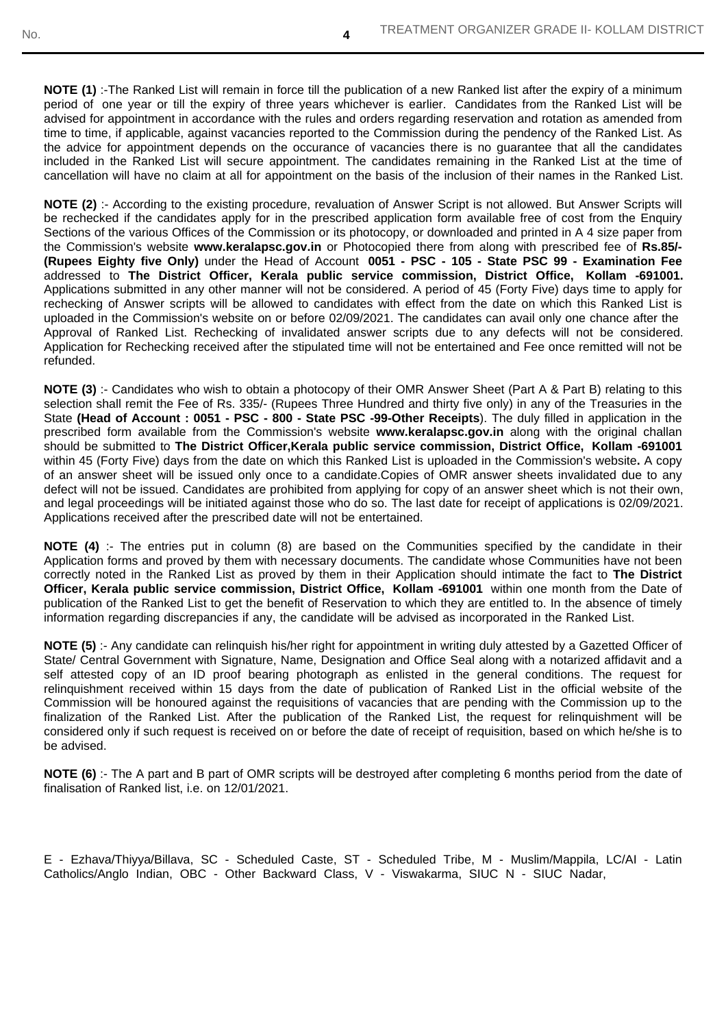**NOTE (1)** :-The Ranked List will remain in force till the publication of a new Ranked list after the expiry of a minimum period of one year or till the expiry of three years whichever is earlier. Candidates from the Ranked List will be advised for appointment in accordance with the rules and orders regarding reservation and rotation as amended from time to time, if applicable, against vacancies reported to the Commission during the pendency of the Ranked List. As the advice for appointment depends on the occurance of vacancies there is no guarantee that all the candidates included in the Ranked List will secure appointment. The candidates remaining in the Ranked List at the time of cancellation will have no claim at all for appointment on the basis of the inclusion of their names in the Ranked List.

**NOTE (2)** :- According to the existing procedure, revaluation of Answer Script is not allowed. But Answer Scripts will be rechecked if the candidates apply for in the prescribed application form available free of cost from the Enquiry Sections of the various Offices of the Commission or its photocopy, or downloaded and printed in A 4 size paper from the Commission's website **www.keralapsc.gov.in** or Photocopied there from along with prescribed fee of **Rs.85/- (Rupees Eighty five Only)** under the Head of Account **0051 - PSC - 105 - State PSC 99 - Examination Fee** addressed to **The District Officer, Kerala public service commission, District Office, Kollam -691001.** Applications submitted in any other manner will not be considered. A period of 45 (Forty Five) days time to apply for rechecking of Answer scripts will be allowed to candidates with effect from the date on which this Ranked List is uploaded in the Commission's website on or before 02/09/2021. The candidates can avail only one chance after the Approval of Ranked List. Rechecking of invalidated answer scripts due to any defects will not be considered. Application for Rechecking received after the stipulated time will not be entertained and Fee once remitted will not be refunded.

**NOTE (3)** :- Candidates who wish to obtain a photocopy of their OMR Answer Sheet (Part A & Part B) relating to this selection shall remit the Fee of Rs. 335/- (Rupees Three Hundred and thirty five only) in any of the Treasuries in the State **(Head of Account : 0051 - PSC - 800 - State PSC -99-Other Receipts**). The duly filled in application in the prescribed form available from the Commission's website **www.keralapsc.gov.in** along with the original challan should be submitted to **The District Officer,Kerala public service commission, District Office, Kollam -691001** within 45 (Forty Five) days from the date on which this Ranked List is uploaded in the Commission's website**.** A copy of an answer sheet will be issued only once to a candidate.Copies of OMR answer sheets invalidated due to any defect will not be issued. Candidates are prohibited from applying for copy of an answer sheet which is not their own, and legal proceedings will be initiated against those who do so. The last date for receipt of applications is 02/09/2021. Applications received after the prescribed date will not be entertained.

**NOTE (4)** :- The entries put in column (8) are based on the Communities specified by the candidate in their Application forms and proved by them with necessary documents. The candidate whose Communities have not been correctly noted in the Ranked List as proved by them in their Application should intimate the fact to **The District Officer, Kerala public service commission, District Office, Kollam -691001** within one month from the Date of publication of the Ranked List to get the benefit of Reservation to which they are entitled to. In the absence of timely information regarding discrepancies if any, the candidate will be advised as incorporated in the Ranked List.

**NOTE (5)** :- Any candidate can relinquish his/her right for appointment in writing duly attested by a Gazetted Officer of State/ Central Government with Signature, Name, Designation and Office Seal along with a notarized affidavit and a self attested copy of an ID proof bearing photograph as enlisted in the general conditions. The request for relinquishment received within 15 days from the date of publication of Ranked List in the official website of the Commission will be honoured against the requisitions of vacancies that are pending with the Commission up to the finalization of the Ranked List. After the publication of the Ranked List, the request for relinquishment will be considered only if such request is received on or before the date of receipt of requisition, based on which he/she is to be advised.

**NOTE (6)** :- The A part and B part of OMR scripts will be destroyed after completing 6 months period from the date of finalisation of Ranked list, i.e. on 12/01/2021.

E - Ezhava/Thiyya/Billava, SC - Scheduled Caste, ST - Scheduled Tribe, M - Muslim/Mappila, LC/AI - Latin Catholics/Anglo Indian, OBC - Other Backward Class, V - Viswakarma, SIUC N - SIUC Nadar,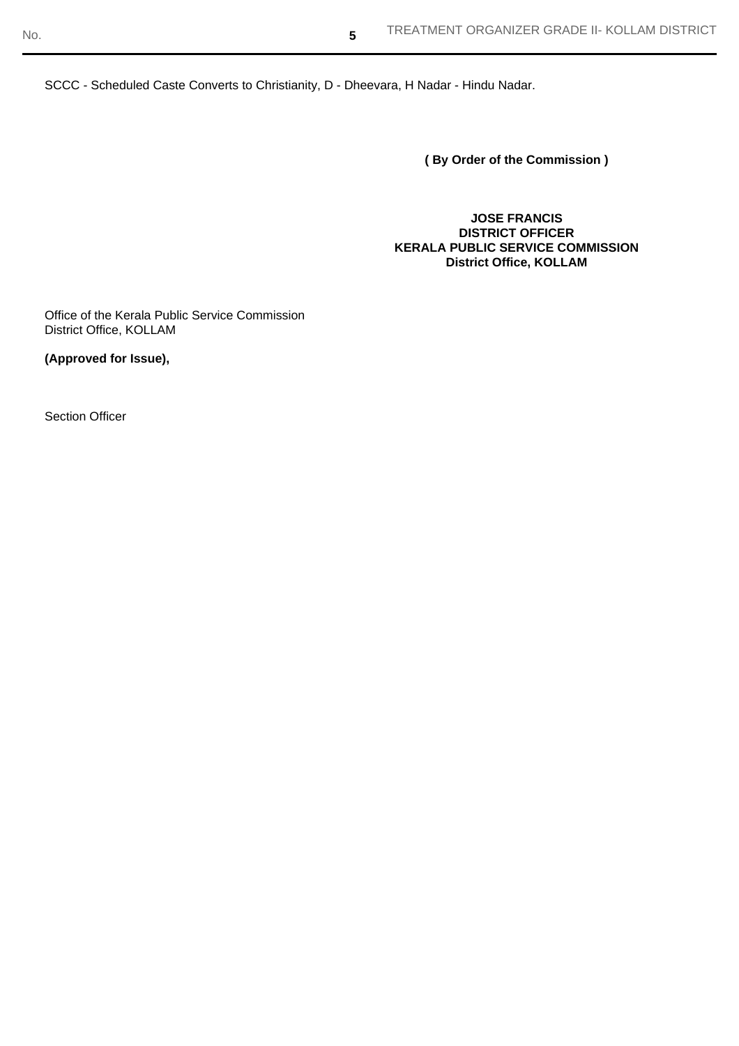SCCC - Scheduled Caste Converts to Christianity, D - Dheevara, H Nadar - Hindu Nadar.

**( By Order of the Commission )**

**JOSE FRANCIS**
**DISTRICT OFFICER**
**KERALA PUBLIC SERVICE COMMISSION**
**District Office, KOLLAM**

Office of the Kerala Public Service Commission
District Office, KOLLAM

**(Approved for Issue),**

Section Officer